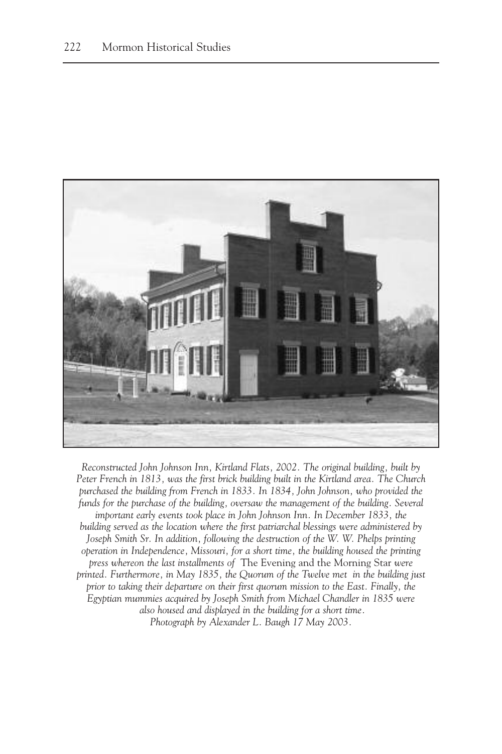*Reconstructed John Johnson Inn, Kirtland Flats, 2002. The original building, built by Peter French in 1813, was the first brick building built in the Kirtland area. The Church purchased the building from French in 1833. In 1834, John Johnson, who provided the funds for the purchase of the building, oversaw the management of the building. Several important early events took place in John Johnson Inn. In December 1833, the building served as the location where the first patriarchal blessings were administered by Joseph Smith Sr. In addition, following the destruction of the W. W. Phelps printing operation in Independence, Missouri, for a short time, the building housed the printing press whereon the last installments of* The Evening and the Morning Star *were printed. Furthermore, in May 1835, the Quorum of the Twelve met in the building just prior to taking their departure on their first quorum mission to the East. Finally, the Egyptian mummies acquired by Joseph Smith from Michael Chandler in 1835 were also housed and displayed in the building for a short time.*
*Photograph by Alexander L. Baugh 17 May 2003.*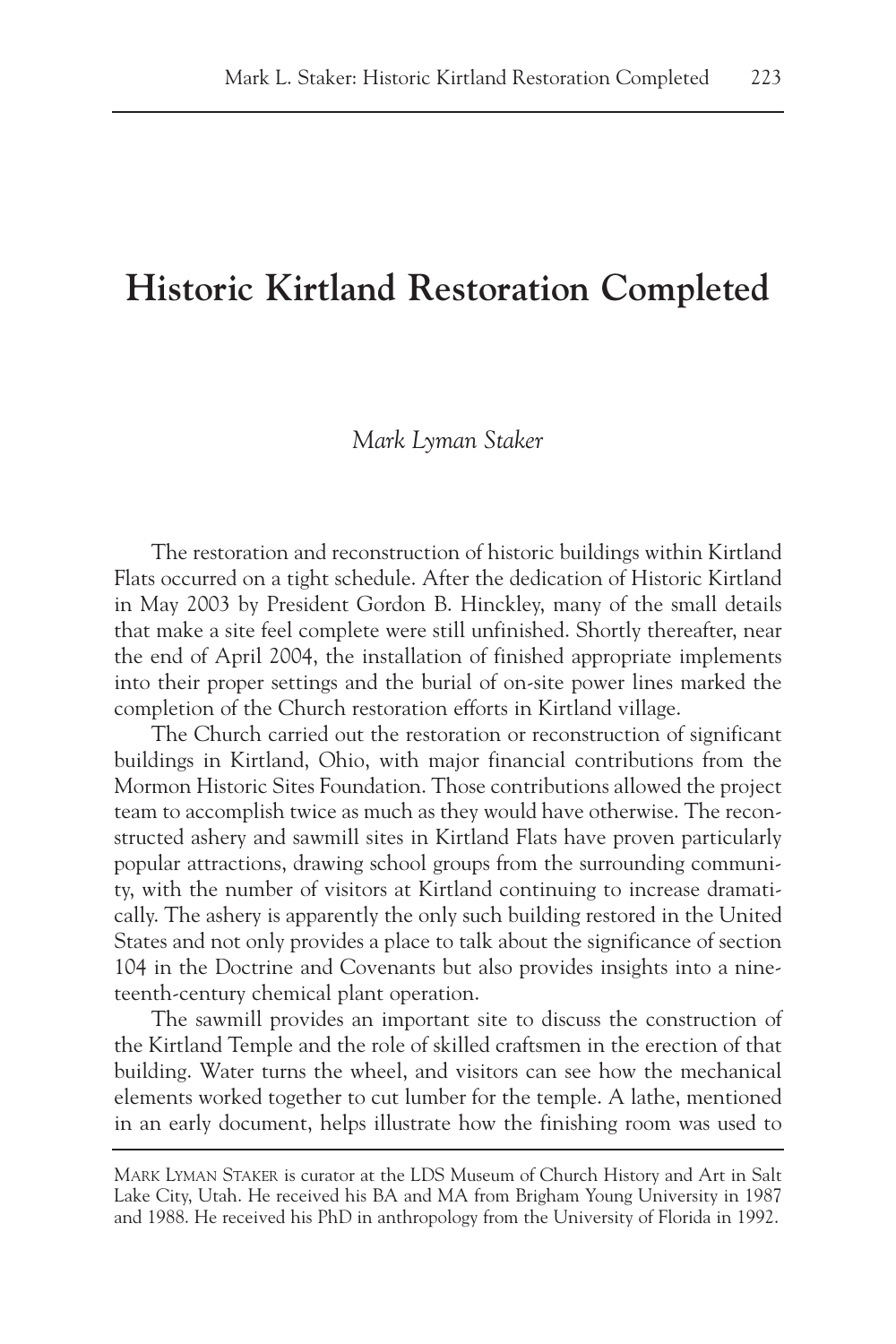# Historic Kirtland Restoration Completed

*Mark Lyman Staker*

The restoration and reconstruction of historic buildings within Kirtland Flats occurred on a tight schedule. After the dedication of Historic Kirtland in May 2003 by President Gordon B. Hinckley, many of the small details that make a site feel complete were still unfinished. Shortly thereafter, near the end of April 2004, the installation of finished appropriate implements into their proper settings and the burial of on-site power lines marked the completion of the Church restoration efforts in Kirtland village.

The Church carried out the restoration or reconstruction of significant buildings in Kirtland, Ohio, with major financial contributions from the Mormon Historic Sites Foundation. Those contributions allowed the project team to accomplish twice as much as they would have otherwise. The reconstructed ashery and sawmill sites in Kirtland Flats have proven particularly popular attractions, drawing school groups from the surrounding community, with the number of visitors at Kirtland continuing to increase dramatically. The ashery is apparently the only such building restored in the United States and not only provides a place to talk about the significance of section 104 in the Doctrine and Covenants but also provides insights into a nineteenth-century chemical plant operation.

The sawmill provides an important site to discuss the construction of the Kirtland Temple and the role of skilled craftsmen in the erection of that building. Water turns the wheel, and visitors can see how the mechanical elements worked together to cut lumber for the temple. A lathe, mentioned in an early document, helps illustrate how the finishing room was used to

---

Mark Lyman Staker is curator at the LDS Museum of Church History and Art in Salt Lake City, Utah. He received his BA and MA from Brigham Young University in 1987 and 1988. He received his PhD in anthropology from the University of Florida in 1992.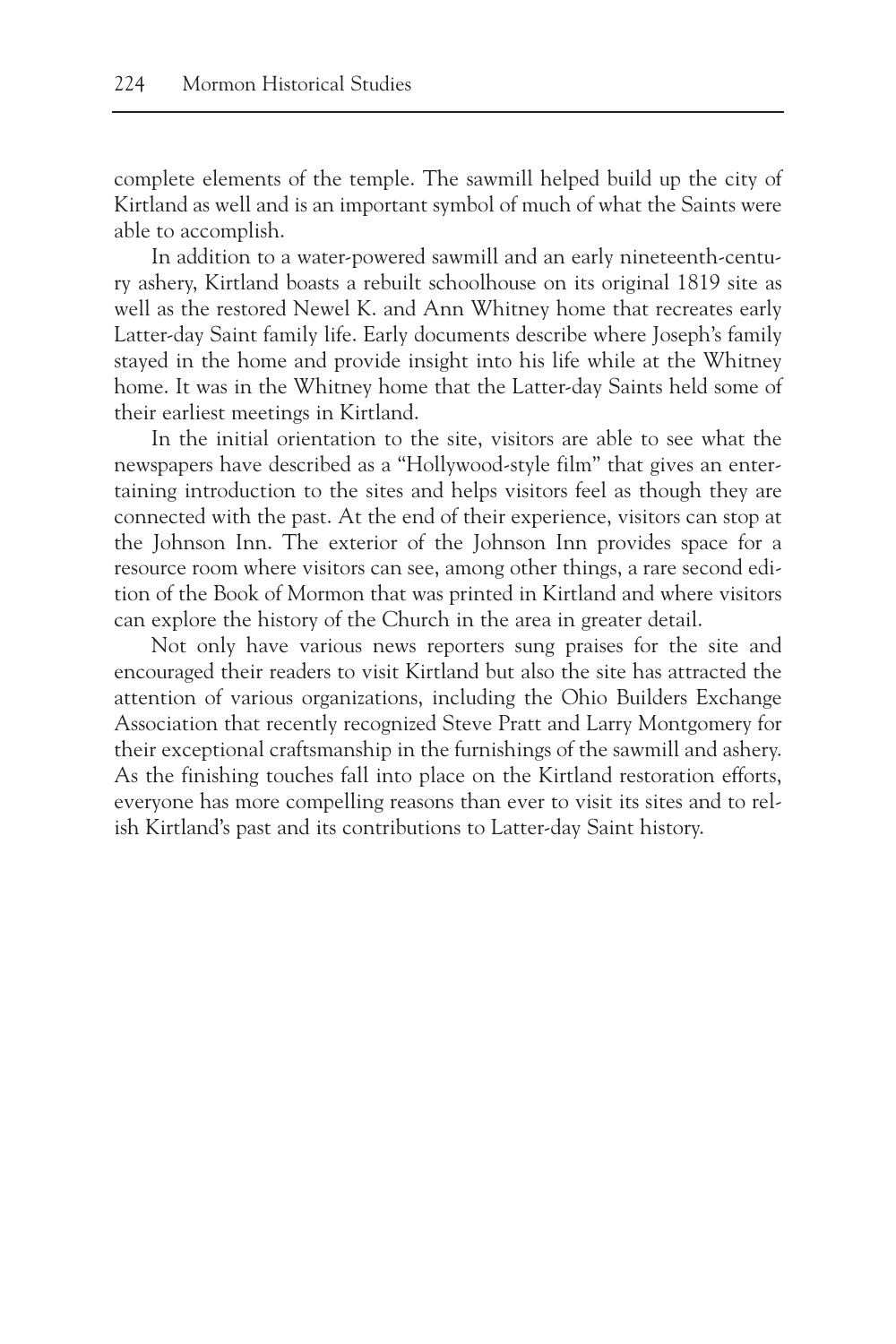complete elements of the temple. The sawmill helped build up the city of Kirtland as well and is an important symbol of much of what the Saints were able to accomplish.

In addition to a water-powered sawmill and an early nineteenth-century ashery, Kirtland boasts a rebuilt schoolhouse on its original 1819 site as well as the restored Newel K. and Ann Whitney home that recreates early Latter-day Saint family life. Early documents describe where Joseph's family stayed in the home and provide insight into his life while at the Whitney home. It was in the Whitney home that the Latter-day Saints held some of their earliest meetings in Kirtland.

In the initial orientation to the site, visitors are able to see what the newspapers have described as a "Hollywood-style film" that gives an entertaining introduction to the sites and helps visitors feel as though they are connected with the past. At the end of their experience, visitors can stop at the Johnson Inn. The exterior of the Johnson Inn provides space for a resource room where visitors can see, among other things, a rare second edition of the Book of Mormon that was printed in Kirtland and where visitors can explore the history of the Church in the area in greater detail.

Not only have various news reporters sung praises for the site and encouraged their readers to visit Kirtland but also the site has attracted the attention of various organizations, including the Ohio Builders Exchange Association that recently recognized Steve Pratt and Larry Montgomery for their exceptional craftsmanship in the furnishings of the sawmill and ashery. As the finishing touches fall into place on the Kirtland restoration efforts, everyone has more compelling reasons than ever to visit its sites and to relish Kirtland's past and its contributions to Latter-day Saint history.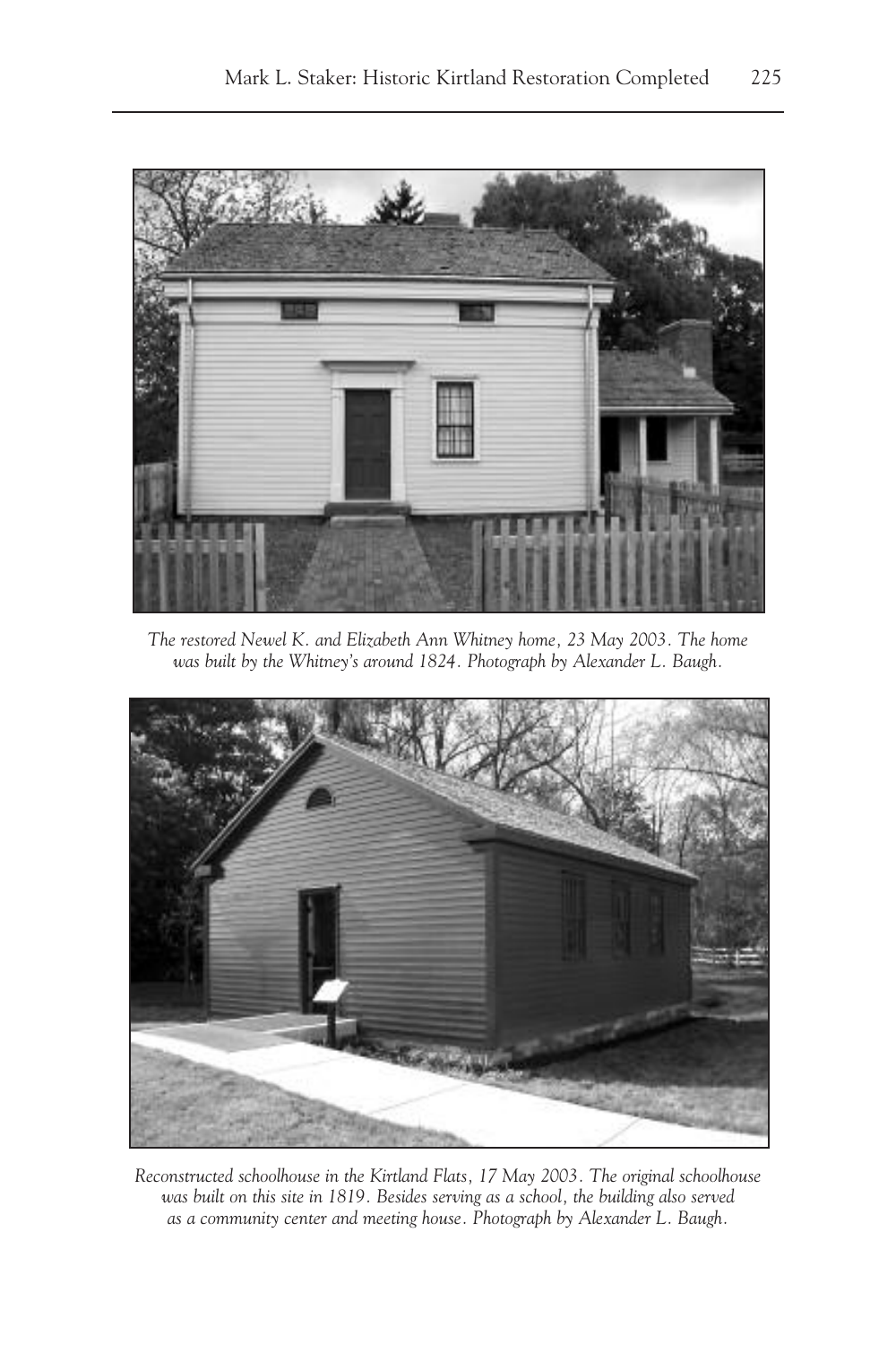*The restored Newel K. and Elizabeth Ann Whitney home, 23 May 2003. The home was built by the Whitney's around 1824. Photograph by Alexander L. Baugh.*

*Reconstructed schoolhouse in the Kirtland Flats, 17 May 2003. The original schoolhouse was built on this site in 1819. Besides serving as a school, the building also served as a community center and meeting house. Photograph by Alexander L. Baugh.*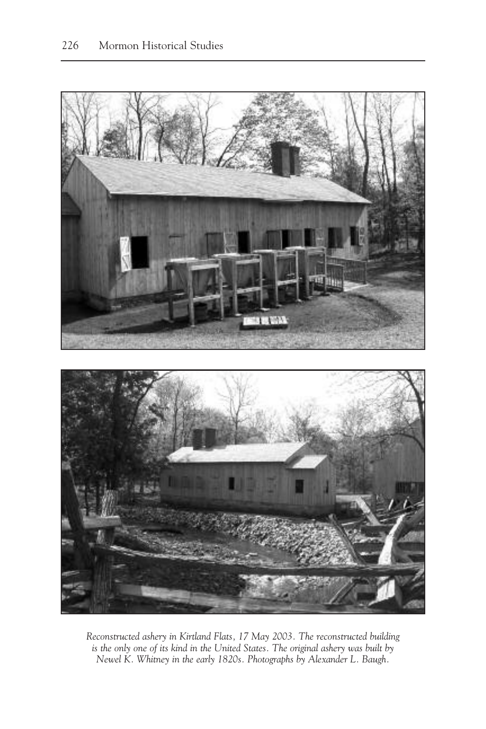*Reconstructed ashery in Kirtland Flats, 17 May 2003. The reconstructed building is the only one of its kind in the United States. The original ashery was built by Newel K. Whitney in the early 1820s. Photographs by Alexander L. Baugh.*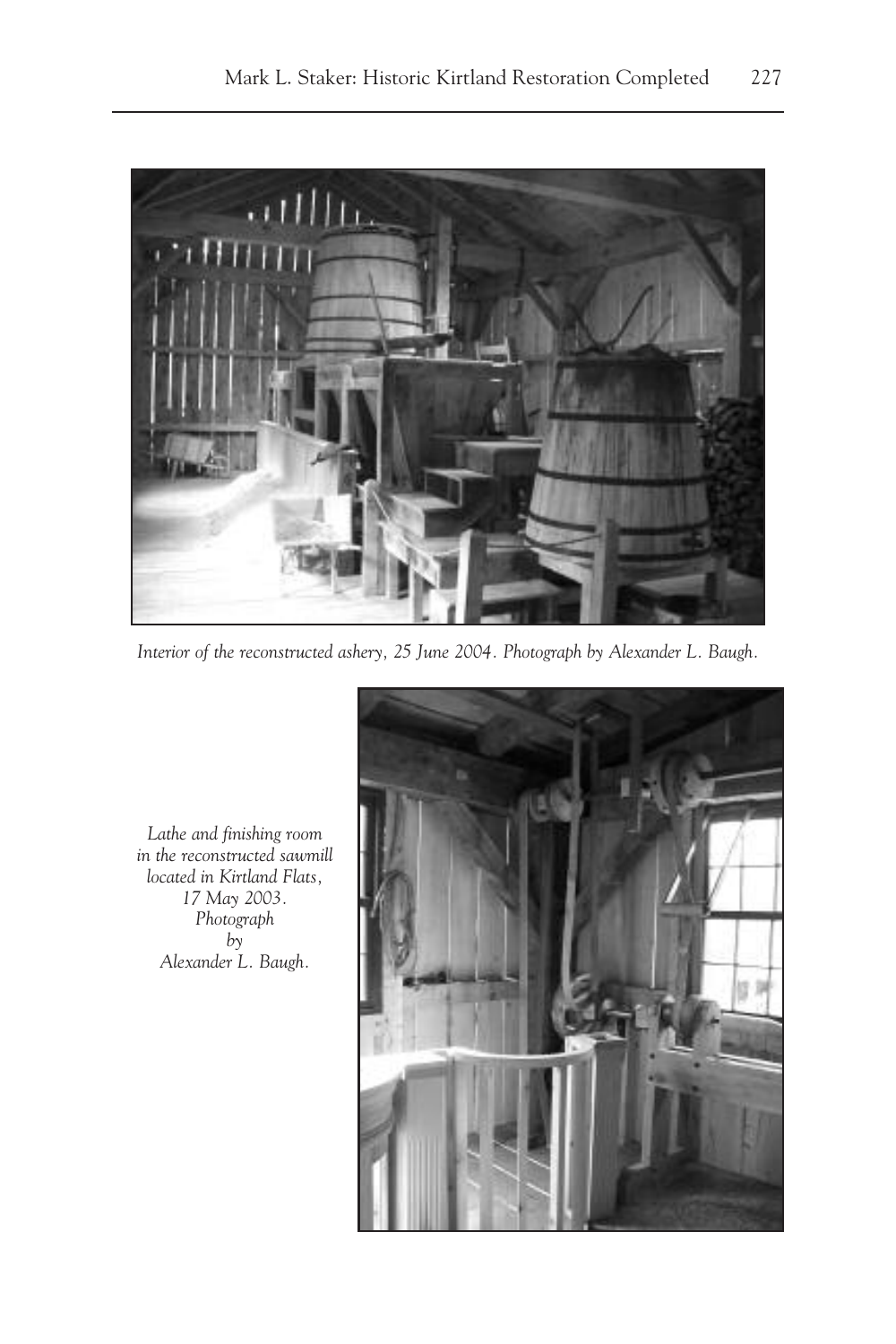*Interior of the reconstructed ashery, 25 June 2004. Photograph by Alexander L. Baugh.*

*Lathe and finishing room in the reconstructed sawmill located in Kirtland Flats, 17 May 2003. Photograph by Alexander L. Baugh.*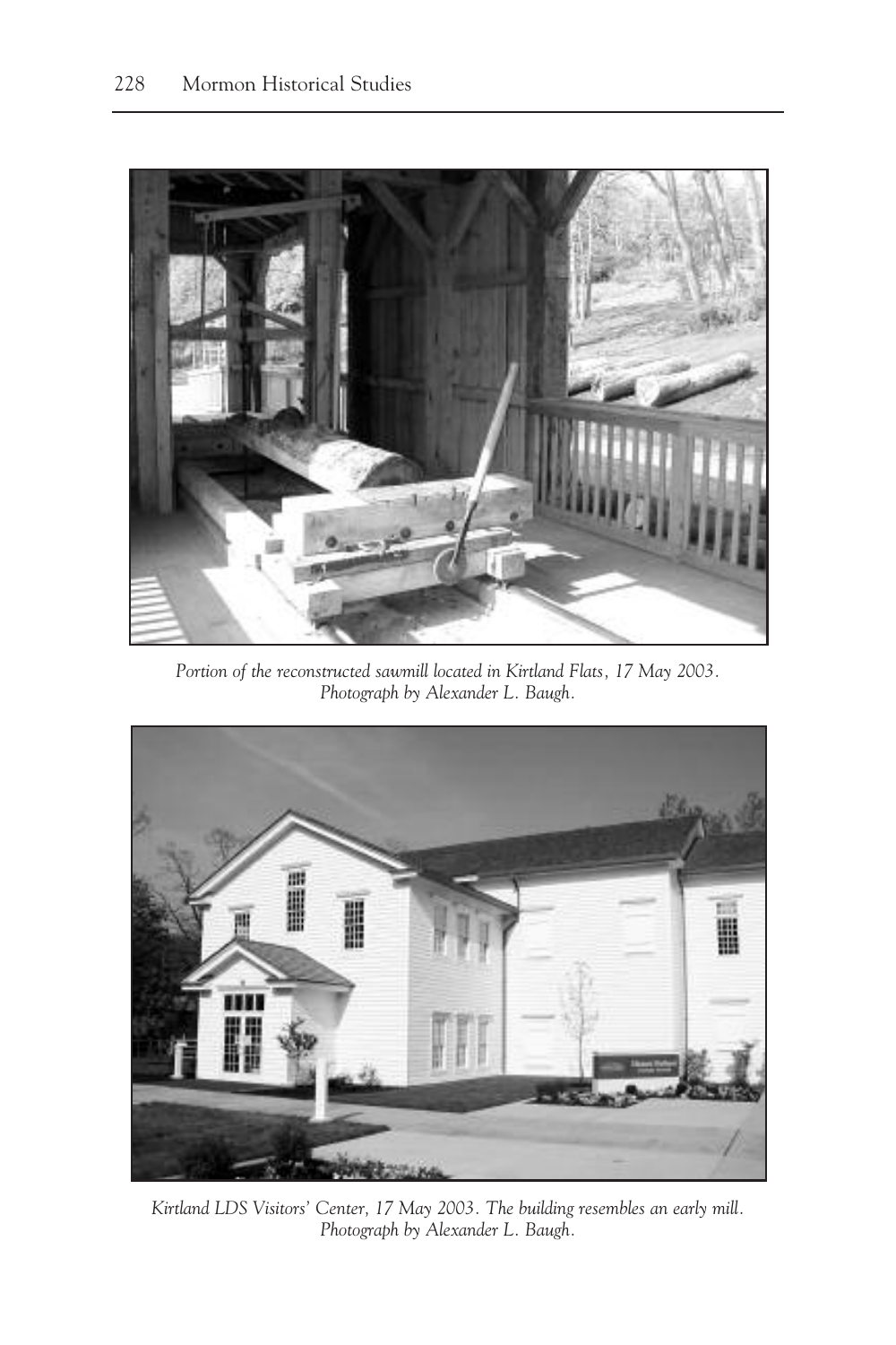*Portion of the reconstructed sawmill located in Kirtland Flats, 17 May 2003. Photograph by Alexander L. Baugh.*

*Kirtland LDS Visitors' Center, 17 May 2003. The building resembles an early mill. Photograph by Alexander L. Baugh.*